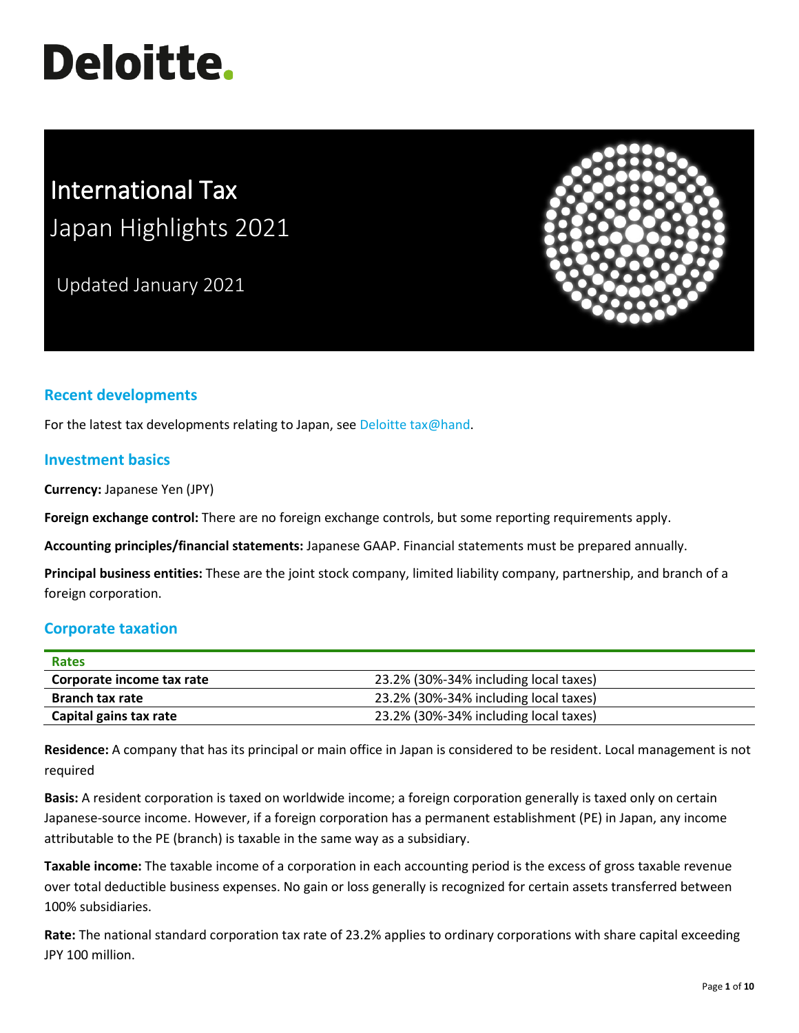Deloitte.

# International Tax

## Japan Highlights 2021

Updated January 2021

## Recent developments

For the latest tax developments relating to Japan, see Deloitte tax@hand.

## Investment basics

**Currency:** Japanese Yen (JPY)

**Foreign exchange control:** There are no foreign exchange controls, but some reporting requirements apply.

**Accounting principles/financial statements:** Japanese GAAP. Financial statements must be prepared annually.

**Principal business entities:** These are the joint stock company, limited liability company, partnership, and branch of a foreign corporation.

## Corporate taxation

| Rates | |
|---|---|
| **Corporate income tax rate** | 23.2% (30%-34% including local taxes) |
| **Branch tax rate** | 23.2% (30%-34% including local taxes) |
| **Capital gains tax rate** | 23.2% (30%-34% including local taxes) |

**Residence:** A company that has its principal or main office in Japan is considered to be resident. Local management is not required

**Basis:** A resident corporation is taxed on worldwide income; a foreign corporation generally is taxed only on certain Japanese-source income. However, if a foreign corporation has a permanent establishment (PE) in Japan, any income attributable to the PE (branch) is taxable in the same way as a subsidiary.

**Taxable income:** The taxable income of a corporation in each accounting period is the excess of gross taxable revenue over total deductible business expenses. No gain or loss generally is recognized for certain assets transferred between 100% subsidiaries.

**Rate:** The national standard corporation tax rate of 23.2% applies to ordinary corporations with share capital exceeding JPY 100 million.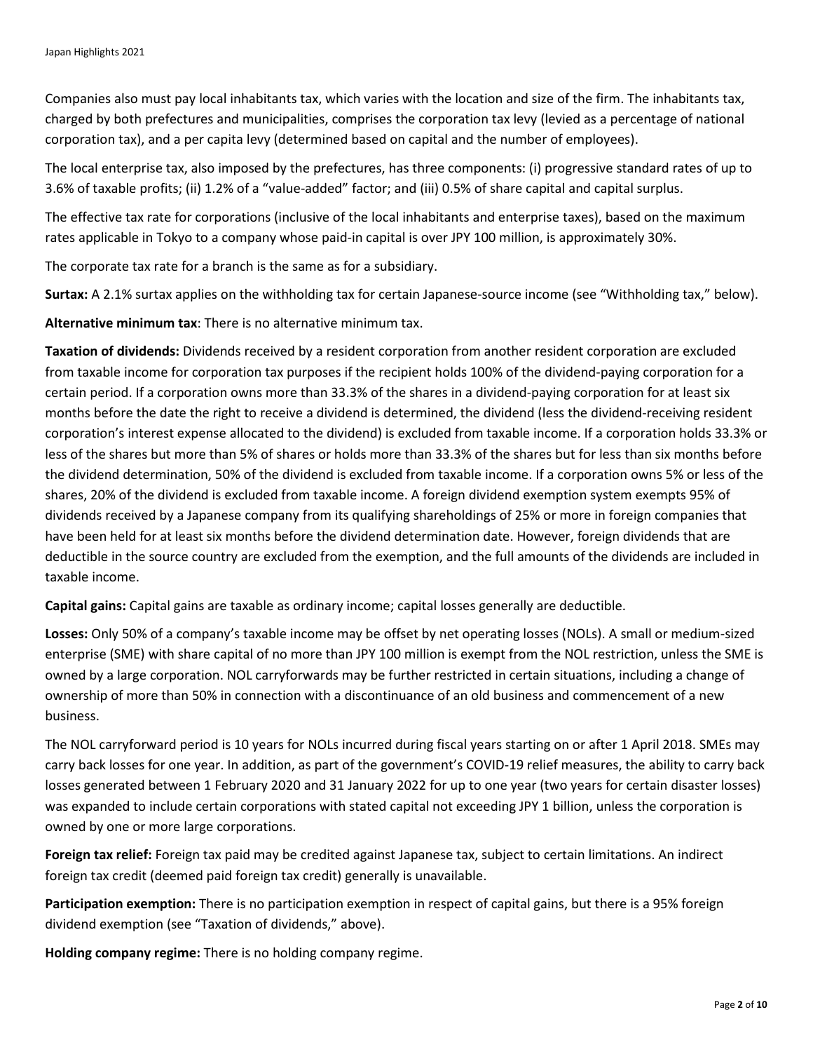Companies also must pay local inhabitants tax, which varies with the location and size of the firm. The inhabitants tax, charged by both prefectures and municipalities, comprises the corporation tax levy (levied as a percentage of national corporation tax), and a per capita levy (determined based on capital and the number of employees).

The local enterprise tax, also imposed by the prefectures, has three components: (i) progressive standard rates of up to 3.6% of taxable profits; (ii) 1.2% of a "value-added" factor; and (iii) 0.5% of share capital and capital surplus.

The effective tax rate for corporations (inclusive of the local inhabitants and enterprise taxes), based on the maximum rates applicable in Tokyo to a company whose paid-in capital is over JPY 100 million, is approximately 30%.

The corporate tax rate for a branch is the same as for a subsidiary.

**Surtax:** A 2.1% surtax applies on the withholding tax for certain Japanese-source income (see "Withholding tax," below).

**Alternative minimum tax**: There is no alternative minimum tax.

**Taxation of dividends:** Dividends received by a resident corporation from another resident corporation are excluded from taxable income for corporation tax purposes if the recipient holds 100% of the dividend-paying corporation for a certain period. If a corporation owns more than 33.3% of the shares in a dividend-paying corporation for at least six months before the date the right to receive a dividend is determined, the dividend (less the dividend-receiving resident corporation's interest expense allocated to the dividend) is excluded from taxable income. If a corporation holds 33.3% or less of the shares but more than 5% of shares or holds more than 33.3% of the shares but for less than six months before the dividend determination, 50% of the dividend is excluded from taxable income. If a corporation owns 5% or less of the shares, 20% of the dividend is excluded from taxable income. A foreign dividend exemption system exempts 95% of dividends received by a Japanese company from its qualifying shareholdings of 25% or more in foreign companies that have been held for at least six months before the dividend determination date. However, foreign dividends that are deductible in the source country are excluded from the exemption, and the full amounts of the dividends are included in taxable income.

**Capital gains:** Capital gains are taxable as ordinary income; capital losses generally are deductible.

**Losses:** Only 50% of a company's taxable income may be offset by net operating losses (NOLs). A small or medium-sized enterprise (SME) with share capital of no more than JPY 100 million is exempt from the NOL restriction, unless the SME is owned by a large corporation. NOL carryforwards may be further restricted in certain situations, including a change of ownership of more than 50% in connection with a discontinuance of an old business and commencement of a new business.

The NOL carryforward period is 10 years for NOLs incurred during fiscal years starting on or after 1 April 2018. SMEs may carry back losses for one year. In addition, as part of the government's COVID-19 relief measures, the ability to carry back losses generated between 1 February 2020 and 31 January 2022 for up to one year (two years for certain disaster losses) was expanded to include certain corporations with stated capital not exceeding JPY 1 billion, unless the corporation is owned by one or more large corporations.

**Foreign tax relief:** Foreign tax paid may be credited against Japanese tax, subject to certain limitations. An indirect foreign tax credit (deemed paid foreign tax credit) generally is unavailable.

**Participation exemption:** There is no participation exemption in respect of capital gains, but there is a 95% foreign dividend exemption (see "Taxation of dividends," above).

**Holding company regime:** There is no holding company regime.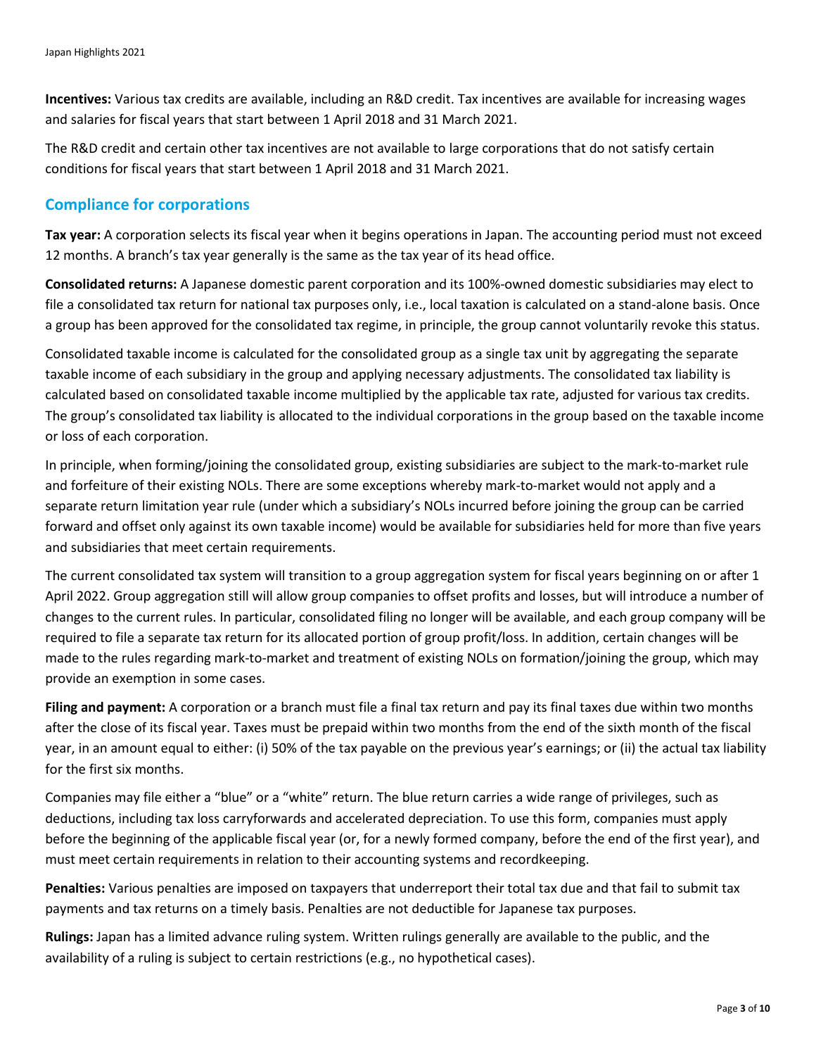**Incentives:** Various tax credits are available, including an R&D credit. Tax incentives are available for increasing wages and salaries for fiscal years that start between 1 April 2018 and 31 March 2021.

The R&D credit and certain other tax incentives are not available to large corporations that do not satisfy certain conditions for fiscal years that start between 1 April 2018 and 31 March 2021.

## Compliance for corporations

**Tax year:** A corporation selects its fiscal year when it begins operations in Japan. The accounting period must not exceed 12 months. A branch's tax year generally is the same as the tax year of its head office.

**Consolidated returns:** A Japanese domestic parent corporation and its 100%-owned domestic subsidiaries may elect to file a consolidated tax return for national tax purposes only, i.e., local taxation is calculated on a stand-alone basis. Once a group has been approved for the consolidated tax regime, in principle, the group cannot voluntarily revoke this status.

Consolidated taxable income is calculated for the consolidated group as a single tax unit by aggregating the separate taxable income of each subsidiary in the group and applying necessary adjustments. The consolidated tax liability is calculated based on consolidated taxable income multiplied by the applicable tax rate, adjusted for various tax credits. The group's consolidated tax liability is allocated to the individual corporations in the group based on the taxable income or loss of each corporation.

In principle, when forming/joining the consolidated group, existing subsidiaries are subject to the mark-to-market rule and forfeiture of their existing NOLs. There are some exceptions whereby mark-to-market would not apply and a separate return limitation year rule (under which a subsidiary's NOLs incurred before joining the group can be carried forward and offset only against its own taxable income) would be available for subsidiaries held for more than five years and subsidiaries that meet certain requirements.

The current consolidated tax system will transition to a group aggregation system for fiscal years beginning on or after 1 April 2022. Group aggregation still will allow group companies to offset profits and losses, but will introduce a number of changes to the current rules. In particular, consolidated filing no longer will be available, and each group company will be required to file a separate tax return for its allocated portion of group profit/loss. In addition, certain changes will be made to the rules regarding mark-to-market and treatment of existing NOLs on formation/joining the group, which may provide an exemption in some cases.

**Filing and payment:** A corporation or a branch must file a final tax return and pay its final taxes due within two months after the close of its fiscal year. Taxes must be prepaid within two months from the end of the sixth month of the fiscal year, in an amount equal to either: (i) 50% of the tax payable on the previous year's earnings; or (ii) the actual tax liability for the first six months.

Companies may file either a "blue" or a "white" return. The blue return carries a wide range of privileges, such as deductions, including tax loss carryforwards and accelerated depreciation. To use this form, companies must apply before the beginning of the applicable fiscal year (or, for a newly formed company, before the end of the first year), and must meet certain requirements in relation to their accounting systems and recordkeeping.

**Penalties:** Various penalties are imposed on taxpayers that underreport their total tax due and that fail to submit tax payments and tax returns on a timely basis. Penalties are not deductible for Japanese tax purposes.

**Rulings:** Japan has a limited advance ruling system. Written rulings generally are available to the public, and the availability of a ruling is subject to certain restrictions (e.g., no hypothetical cases).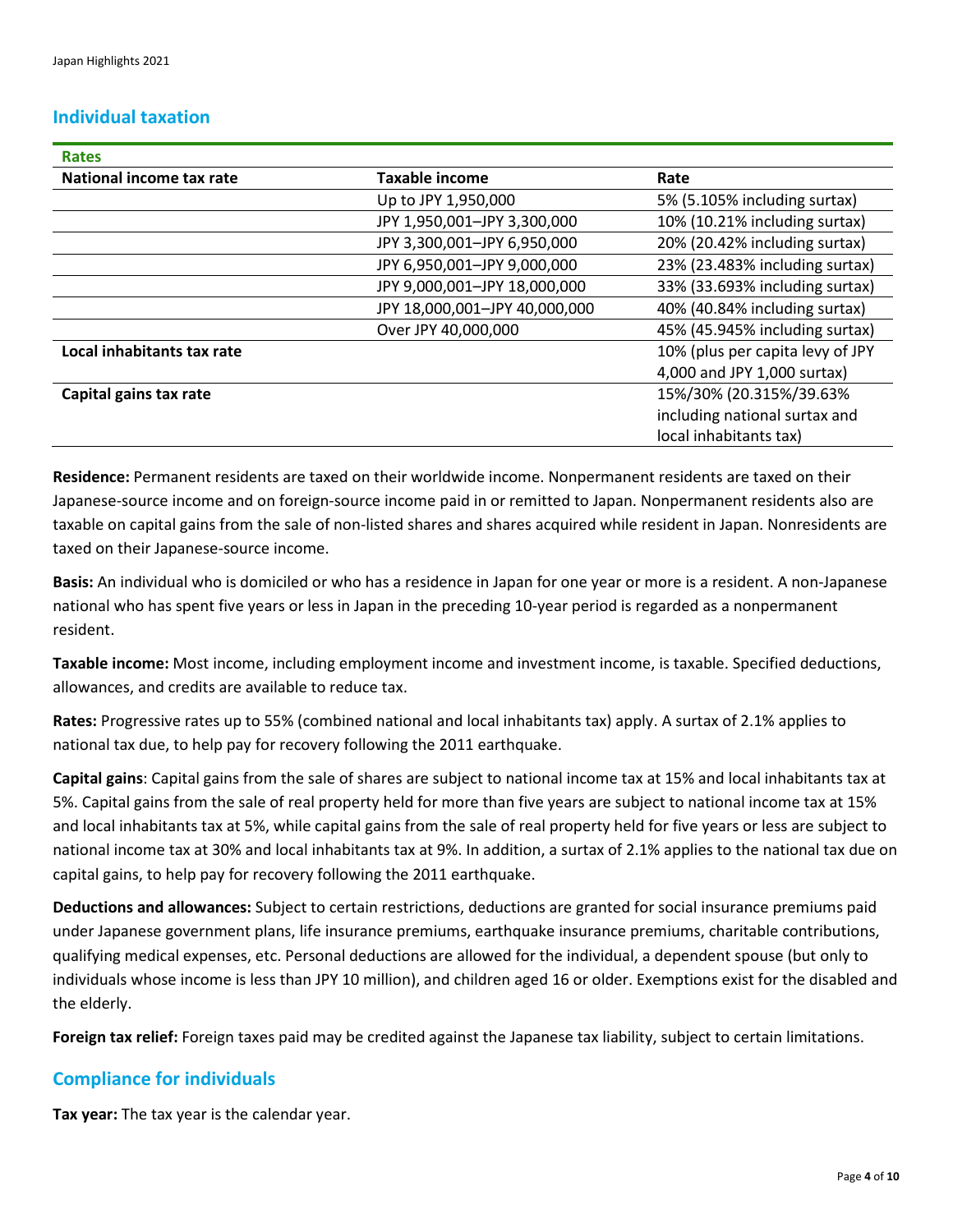## Individual taxation

| Rates | | |
|---|---|---|
| **National income tax rate** | **Taxable income** | **Rate** |
| | Up to JPY 1,950,000 | 5% (5.105% including surtax) |
| | JPY 1,950,001–JPY 3,300,000 | 10% (10.21% including surtax) |
| | JPY 3,300,001–JPY 6,950,000 | 20% (20.42% including surtax) |
| | JPY 6,950,001–JPY 9,000,000 | 23% (23.483% including surtax) |
| | JPY 9,000,001–JPY 18,000,000 | 33% (33.693% including surtax) |
| | JPY 18,000,001–JPY 40,000,000 | 40% (40.84% including surtax) |
| | Over JPY 40,000,000 | 45% (45.945% including surtax) |
| **Local inhabitants tax rate** | | 10% (plus per capita levy of JPY 4,000 and JPY 1,000 surtax) |
| **Capital gains tax rate** | | 15%/30% (20.315%/39.63% including national surtax and local inhabitants tax) |

**Residence:** Permanent residents are taxed on their worldwide income. Nonpermanent residents are taxed on their Japanese-source income and on foreign-source income paid in or remitted to Japan. Nonpermanent residents also are taxable on capital gains from the sale of non-listed shares and shares acquired while resident in Japan. Nonresidents are taxed on their Japanese-source income.

**Basis:** An individual who is domiciled or who has a residence in Japan for one year or more is a resident. A non-Japanese national who has spent five years or less in Japan in the preceding 10-year period is regarded as a nonpermanent resident.

**Taxable income:** Most income, including employment income and investment income, is taxable. Specified deductions, allowances, and credits are available to reduce tax.

**Rates:** Progressive rates up to 55% (combined national and local inhabitants tax) apply. A surtax of 2.1% applies to national tax due, to help pay for recovery following the 2011 earthquake.

**Capital gains**: Capital gains from the sale of shares are subject to national income tax at 15% and local inhabitants tax at 5%. Capital gains from the sale of real property held for more than five years are subject to national income tax at 15% and local inhabitants tax at 5%, while capital gains from the sale of real property held for five years or less are subject to national income tax at 30% and local inhabitants tax at 9%. In addition, a surtax of 2.1% applies to the national tax due on capital gains, to help pay for recovery following the 2011 earthquake.

**Deductions and allowances:** Subject to certain restrictions, deductions are granted for social insurance premiums paid under Japanese government plans, life insurance premiums, earthquake insurance premiums, charitable contributions, qualifying medical expenses, etc. Personal deductions are allowed for the individual, a dependent spouse (but only to individuals whose income is less than JPY 10 million), and children aged 16 or older. Exemptions exist for the disabled and the elderly.

**Foreign tax relief:** Foreign taxes paid may be credited against the Japanese tax liability, subject to certain limitations.

## Compliance for individuals

**Tax year:** The tax year is the calendar year.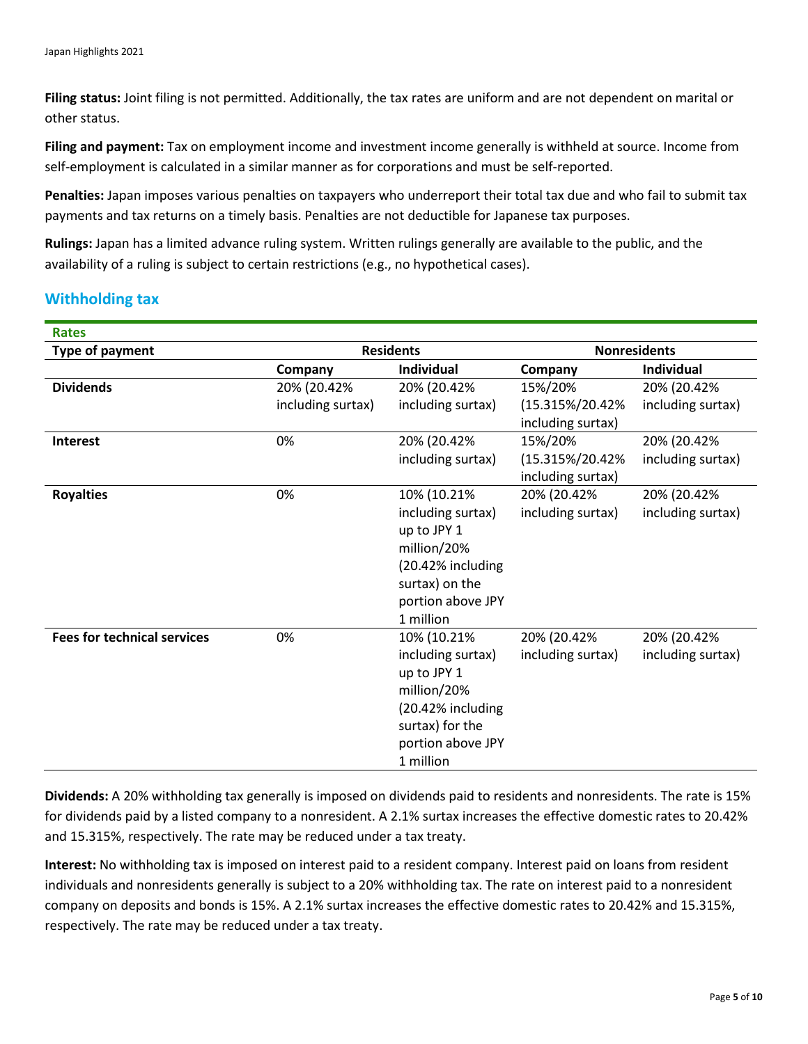**Filing status:** Joint filing is not permitted. Additionally, the tax rates are uniform and are not dependent on marital or other status.

**Filing and payment:** Tax on employment income and investment income generally is withheld at source. Income from self-employment is calculated in a similar manner as for corporations and must be self-reported.

**Penalties:** Japan imposes various penalties on taxpayers who underreport their total tax due and who fail to submit tax payments and tax returns on a timely basis. Penalties are not deductible for Japanese tax purposes.

**Rulings:** Japan has a limited advance ruling system. Written rulings generally are available to the public, and the availability of a ruling is subject to certain restrictions (e.g., no hypothetical cases).

## Withholding tax

**Rates**

| Type of payment | Residents | | Nonresidents | |
|---|---|---|---|---|
| | Company | Individual | Company | Individual |
| **Dividends** | 20% (20.42% including surtax) | 20% (20.42% including surtax) | 15%/20% (15.315%/20.42% including surtax) | 20% (20.42% including surtax) |
| **Interest** | 0% | 20% (20.42% including surtax) | 15%/20% (15.315%/20.42% including surtax) | 20% (20.42% including surtax) |
| **Royalties** | 0% | 10% (10.21% including surtax) up to JPY 1 million/20% (20.42% including surtax) on the portion above JPY 1 million | 20% (20.42% including surtax) | 20% (20.42% including surtax) |
| **Fees for technical services** | 0% | 10% (10.21% including surtax) up to JPY 1 million/20% (20.42% including surtax) for the portion above JPY 1 million | 20% (20.42% including surtax) | 20% (20.42% including surtax) |

**Dividends:** A 20% withholding tax generally is imposed on dividends paid to residents and nonresidents. The rate is 15% for dividends paid by a listed company to a nonresident. A 2.1% surtax increases the effective domestic rates to 20.42% and 15.315%, respectively. The rate may be reduced under a tax treaty.

**Interest:** No withholding tax is imposed on interest paid to a resident company. Interest paid on loans from resident individuals and nonresidents generally is subject to a 20% withholding tax. The rate on interest paid to a nonresident company on deposits and bonds is 15%. A 2.1% surtax increases the effective domestic rates to 20.42% and 15.315%, respectively. The rate may be reduced under a tax treaty.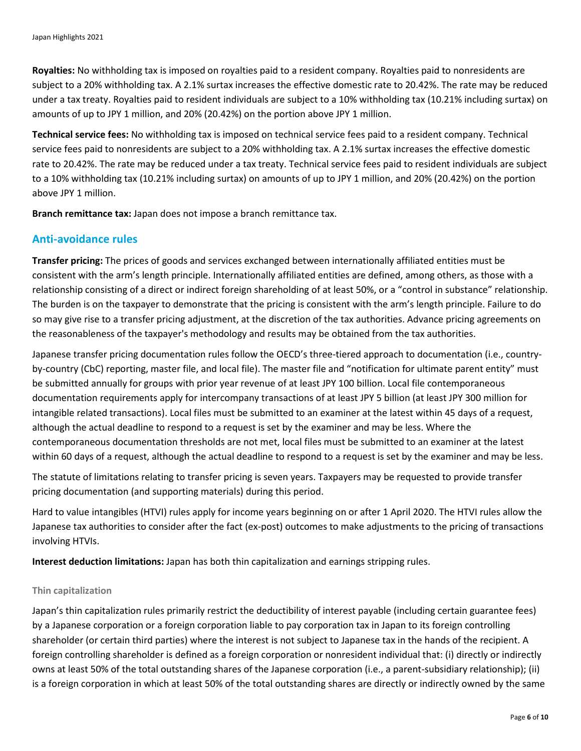**Royalties:** No withholding tax is imposed on royalties paid to a resident company. Royalties paid to nonresidents are subject to a 20% withholding tax. A 2.1% surtax increases the effective domestic rate to 20.42%. The rate may be reduced under a tax treaty. Royalties paid to resident individuals are subject to a 10% withholding tax (10.21% including surtax) on amounts of up to JPY 1 million, and 20% (20.42%) on the portion above JPY 1 million.

**Technical service fees:** No withholding tax is imposed on technical service fees paid to a resident company. Technical service fees paid to nonresidents are subject to a 20% withholding tax. A 2.1% surtax increases the effective domestic rate to 20.42%. The rate may be reduced under a tax treaty. Technical service fees paid to resident individuals are subject to a 10% withholding tax (10.21% including surtax) on amounts of up to JPY 1 million, and 20% (20.42%) on the portion above JPY 1 million.

**Branch remittance tax:** Japan does not impose a branch remittance tax.

## Anti-avoidance rules

**Transfer pricing:** The prices of goods and services exchanged between internationally affiliated entities must be consistent with the arm's length principle. Internationally affiliated entities are defined, among others, as those with a relationship consisting of a direct or indirect foreign shareholding of at least 50%, or a "control in substance" relationship. The burden is on the taxpayer to demonstrate that the pricing is consistent with the arm's length principle. Failure to do so may give rise to a transfer pricing adjustment, at the discretion of the tax authorities. Advance pricing agreements on the reasonableness of the taxpayer's methodology and results may be obtained from the tax authorities.

Japanese transfer pricing documentation rules follow the OECD's three-tiered approach to documentation (i.e., country-by-country (CbC) reporting, master file, and local file). The master file and "notification for ultimate parent entity" must be submitted annually for groups with prior year revenue of at least JPY 100 billion. Local file contemporaneous documentation requirements apply for intercompany transactions of at least JPY 5 billion (at least JPY 300 million for intangible related transactions). Local files must be submitted to an examiner at the latest within 45 days of a request, although the actual deadline to respond to a request is set by the examiner and may be less. Where the contemporaneous documentation thresholds are not met, local files must be submitted to an examiner at the latest within 60 days of a request, although the actual deadline to respond to a request is set by the examiner and may be less.

The statute of limitations relating to transfer pricing is seven years. Taxpayers may be requested to provide transfer pricing documentation (and supporting materials) during this period.

Hard to value intangibles (HTVI) rules apply for income years beginning on or after 1 April 2020. The HTVI rules allow the Japanese tax authorities to consider after the fact (ex-post) outcomes to make adjustments to the pricing of transactions involving HTVIs.

**Interest deduction limitations:** Japan has both thin capitalization and earnings stripping rules.

### Thin capitalization

Japan's thin capitalization rules primarily restrict the deductibility of interest payable (including certain guarantee fees) by a Japanese corporation or a foreign corporation liable to pay corporation tax in Japan to its foreign controlling shareholder (or certain third parties) where the interest is not subject to Japanese tax in the hands of the recipient. A foreign controlling shareholder is defined as a foreign corporation or nonresident individual that: (i) directly or indirectly owns at least 50% of the total outstanding shares of the Japanese corporation (i.e., a parent-subsidiary relationship); (ii) is a foreign corporation in which at least 50% of the total outstanding shares are directly or indirectly owned by the same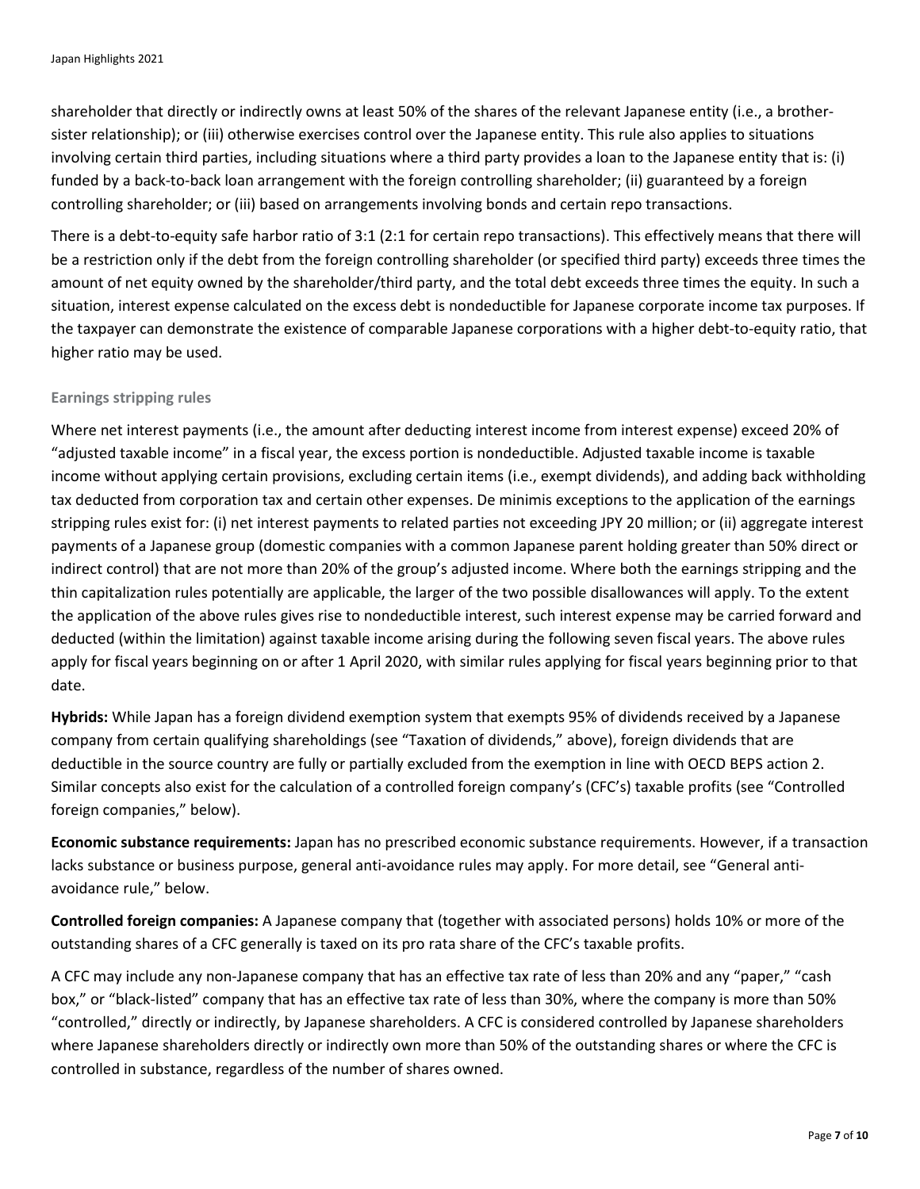shareholder that directly or indirectly owns at least 50% of the shares of the relevant Japanese entity (i.e., a brother-sister relationship); or (iii) otherwise exercises control over the Japanese entity. This rule also applies to situations involving certain third parties, including situations where a third party provides a loan to the Japanese entity that is: (i) funded by a back-to-back loan arrangement with the foreign controlling shareholder; (ii) guaranteed by a foreign controlling shareholder; or (iii) based on arrangements involving bonds and certain repo transactions.

There is a debt-to-equity safe harbor ratio of 3:1 (2:1 for certain repo transactions). This effectively means that there will be a restriction only if the debt from the foreign controlling shareholder (or specified third party) exceeds three times the amount of net equity owned by the shareholder/third party, and the total debt exceeds three times the equity. In such a situation, interest expense calculated on the excess debt is nondeductible for Japanese corporate income tax purposes. If the taxpayer can demonstrate the existence of comparable Japanese corporations with a higher debt-to-equity ratio, that higher ratio may be used.

#### Earnings stripping rules

Where net interest payments (i.e., the amount after deducting interest income from interest expense) exceed 20% of "adjusted taxable income" in a fiscal year, the excess portion is nondeductible. Adjusted taxable income is taxable income without applying certain provisions, excluding certain items (i.e., exempt dividends), and adding back withholding tax deducted from corporation tax and certain other expenses. De minimis exceptions to the application of the earnings stripping rules exist for: (i) net interest payments to related parties not exceeding JPY 20 million; or (ii) aggregate interest payments of a Japanese group (domestic companies with a common Japanese parent holding greater than 50% direct or indirect control) that are not more than 20% of the group's adjusted income. Where both the earnings stripping and the thin capitalization rules potentially are applicable, the larger of the two possible disallowances will apply. To the extent the application of the above rules gives rise to nondeductible interest, such interest expense may be carried forward and deducted (within the limitation) against taxable income arising during the following seven fiscal years. The above rules apply for fiscal years beginning on or after 1 April 2020, with similar rules applying for fiscal years beginning prior to that date.

**Hybrids:** While Japan has a foreign dividend exemption system that exempts 95% of dividends received by a Japanese company from certain qualifying shareholdings (see "Taxation of dividends," above), foreign dividends that are deductible in the source country are fully or partially excluded from the exemption in line with OECD BEPS action 2. Similar concepts also exist for the calculation of a controlled foreign company's (CFC's) taxable profits (see "Controlled foreign companies," below).

**Economic substance requirements:** Japan has no prescribed economic substance requirements. However, if a transaction lacks substance or business purpose, general anti-avoidance rules may apply. For more detail, see "General anti-avoidance rule," below.

**Controlled foreign companies:** A Japanese company that (together with associated persons) holds 10% or more of the outstanding shares of a CFC generally is taxed on its pro rata share of the CFC's taxable profits.

A CFC may include any non-Japanese company that has an effective tax rate of less than 20% and any "paper," "cash box," or "black-listed" company that has an effective tax rate of less than 30%, where the company is more than 50% "controlled," directly or indirectly, by Japanese shareholders. A CFC is considered controlled by Japanese shareholders where Japanese shareholders directly or indirectly own more than 50% of the outstanding shares or where the CFC is controlled in substance, regardless of the number of shares owned.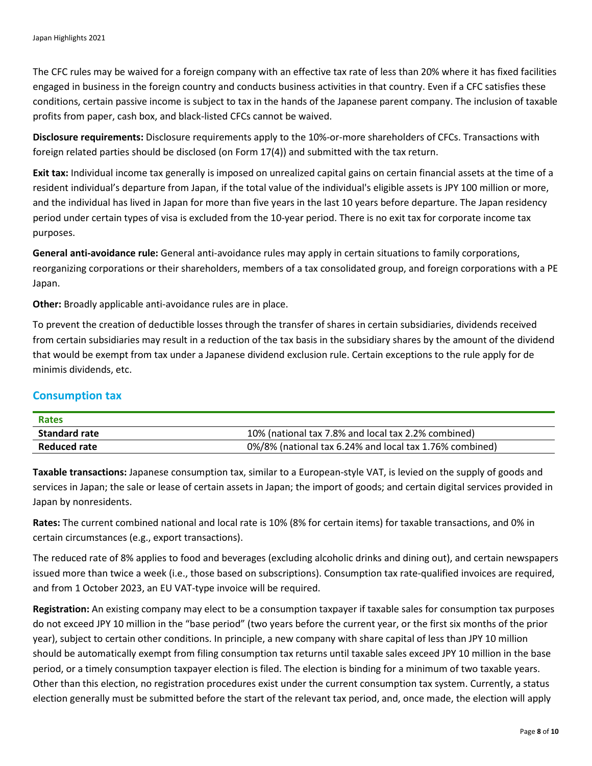The CFC rules may be waived for a foreign company with an effective tax rate of less than 20% where it has fixed facilities engaged in business in the foreign country and conducts business activities in that country. Even if a CFC satisfies these conditions, certain passive income is subject to tax in the hands of the Japanese parent company. The inclusion of taxable profits from paper, cash box, and black-listed CFCs cannot be waived.

**Disclosure requirements:** Disclosure requirements apply to the 10%-or-more shareholders of CFCs. Transactions with foreign related parties should be disclosed (on Form 17(4)) and submitted with the tax return.

**Exit tax:** Individual income tax generally is imposed on unrealized capital gains on certain financial assets at the time of a resident individual's departure from Japan, if the total value of the individual's eligible assets is JPY 100 million or more, and the individual has lived in Japan for more than five years in the last 10 years before departure. The Japan residency period under certain types of visa is excluded from the 10-year period. There is no exit tax for corporate income tax purposes.

**General anti-avoidance rule:** General anti-avoidance rules may apply in certain situations to family corporations, reorganizing corporations or their shareholders, members of a tax consolidated group, and foreign corporations with a PE Japan.

**Other:** Broadly applicable anti-avoidance rules are in place.

To prevent the creation of deductible losses through the transfer of shares in certain subsidiaries, dividends received from certain subsidiaries may result in a reduction of the tax basis in the subsidiary shares by the amount of the dividend that would be exempt from tax under a Japanese dividend exclusion rule. Certain exceptions to the rule apply for de minimis dividends, etc.

## Consumption tax

| Rates | |
|---|---|
| **Standard rate** | 10% (national tax 7.8% and local tax 2.2% combined) |
| **Reduced rate** | 0%/8% (national tax 6.24% and local tax 1.76% combined) |

**Taxable transactions:** Japanese consumption tax, similar to a European-style VAT, is levied on the supply of goods and services in Japan; the sale or lease of certain assets in Japan; the import of goods; and certain digital services provided in Japan by nonresidents.

**Rates:** The current combined national and local rate is 10% (8% for certain items) for taxable transactions, and 0% in certain circumstances (e.g., export transactions).

The reduced rate of 8% applies to food and beverages (excluding alcoholic drinks and dining out), and certain newspapers issued more than twice a week (i.e., those based on subscriptions). Consumption tax rate-qualified invoices are required, and from 1 October 2023, an EU VAT-type invoice will be required.

**Registration:** An existing company may elect to be a consumption taxpayer if taxable sales for consumption tax purposes do not exceed JPY 10 million in the "base period" (two years before the current year, or the first six months of the prior year), subject to certain other conditions. In principle, a new company with share capital of less than JPY 10 million should be automatically exempt from filing consumption tax returns until taxable sales exceed JPY 10 million in the base period, or a timely consumption taxpayer election is filed. The election is binding for a minimum of two taxable years. Other than this election, no registration procedures exist under the current consumption tax system. Currently, a status election generally must be submitted before the start of the relevant tax period, and, once made, the election will apply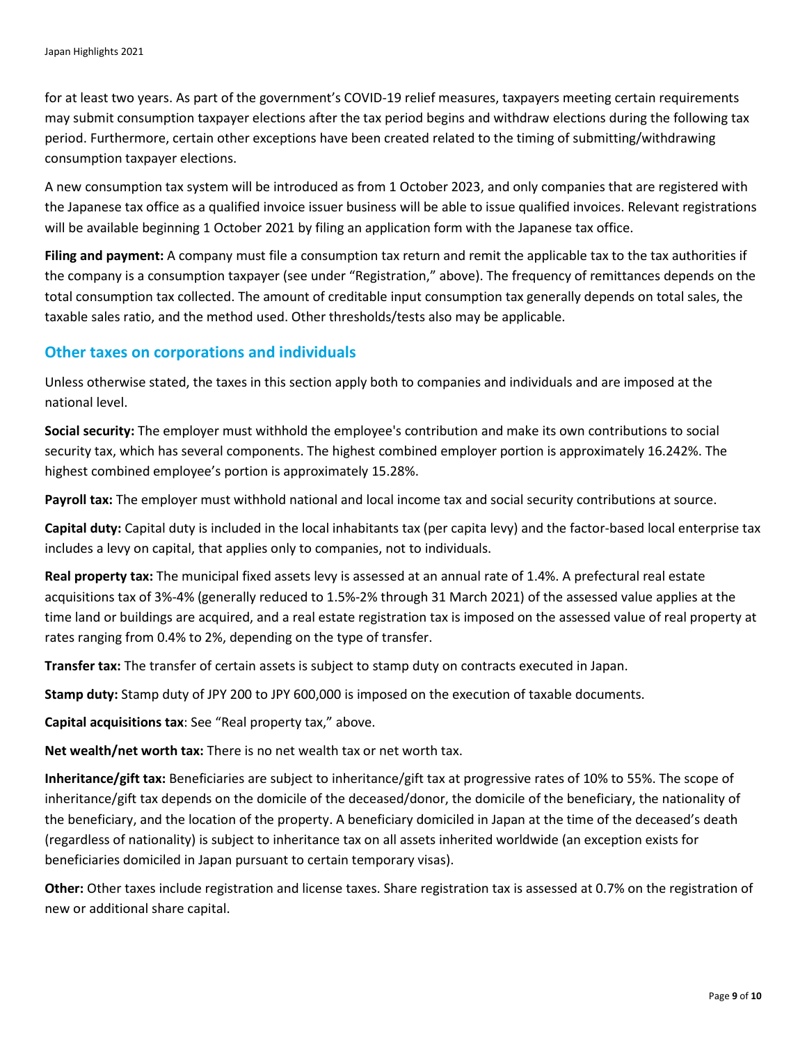for at least two years. As part of the government's COVID-19 relief measures, taxpayers meeting certain requirements may submit consumption taxpayer elections after the tax period begins and withdraw elections during the following tax period. Furthermore, certain other exceptions have been created related to the timing of submitting/withdrawing consumption taxpayer elections.

A new consumption tax system will be introduced as from 1 October 2023, and only companies that are registered with the Japanese tax office as a qualified invoice issuer business will be able to issue qualified invoices. Relevant registrations will be available beginning 1 October 2021 by filing an application form with the Japanese tax office.

**Filing and payment:** A company must file a consumption tax return and remit the applicable tax to the tax authorities if the company is a consumption taxpayer (see under "Registration," above). The frequency of remittances depends on the total consumption tax collected. The amount of creditable input consumption tax generally depends on total sales, the taxable sales ratio, and the method used. Other thresholds/tests also may be applicable.

## Other taxes on corporations and individuals

Unless otherwise stated, the taxes in this section apply both to companies and individuals and are imposed at the national level.

**Social security:** The employer must withhold the employee's contribution and make its own contributions to social security tax, which has several components. The highest combined employer portion is approximately 16.242%. The highest combined employee's portion is approximately 15.28%.

**Payroll tax:** The employer must withhold national and local income tax and social security contributions at source.

**Capital duty:** Capital duty is included in the local inhabitants tax (per capita levy) and the factor-based local enterprise tax includes a levy on capital, that applies only to companies, not to individuals.

**Real property tax:** The municipal fixed assets levy is assessed at an annual rate of 1.4%. A prefectural real estate acquisitions tax of 3%-4% (generally reduced to 1.5%-2% through 31 March 2021) of the assessed value applies at the time land or buildings are acquired, and a real estate registration tax is imposed on the assessed value of real property at rates ranging from 0.4% to 2%, depending on the type of transfer.

**Transfer tax:** The transfer of certain assets is subject to stamp duty on contracts executed in Japan.

**Stamp duty:** Stamp duty of JPY 200 to JPY 600,000 is imposed on the execution of taxable documents.

**Capital acquisitions tax**: See "Real property tax," above.

**Net wealth/net worth tax:** There is no net wealth tax or net worth tax.

**Inheritance/gift tax:** Beneficiaries are subject to inheritance/gift tax at progressive rates of 10% to 55%. The scope of inheritance/gift tax depends on the domicile of the deceased/donor, the domicile of the beneficiary, the nationality of the beneficiary, and the location of the property. A beneficiary domiciled in Japan at the time of the deceased's death (regardless of nationality) is subject to inheritance tax on all assets inherited worldwide (an exception exists for beneficiaries domiciled in Japan pursuant to certain temporary visas).

**Other:** Other taxes include registration and license taxes. Share registration tax is assessed at 0.7% on the registration of new or additional share capital.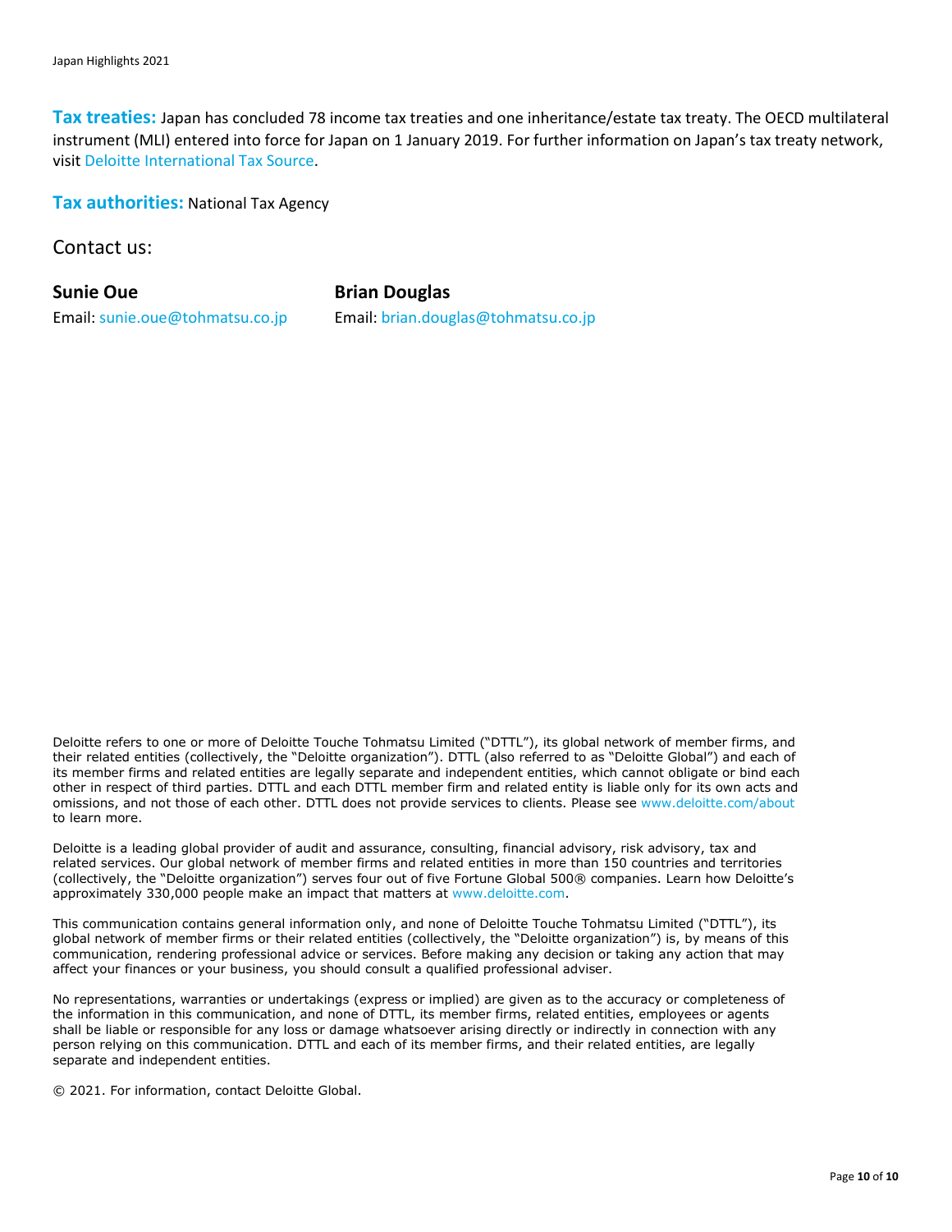**Tax treaties:** Japan has concluded 78 income tax treaties and one inheritance/estate tax treaty. The OECD multilateral instrument (MLI) entered into force for Japan on 1 January 2019. For further information on Japan's tax treaty network, visit Deloitte International Tax Source.

**Tax authorities:** National Tax Agency

## Contact us:

**Sunie Oue**
Email: sunie.oue@tohmatsu.co.jp

**Brian Douglas**
Email: brian.douglas@tohmatsu.co.jp

Deloitte refers to one or more of Deloitte Touche Tohmatsu Limited ("DTTL"), its global network of member firms, and their related entities (collectively, the "Deloitte organization"). DTTL (also referred to as "Deloitte Global") and each of its member firms and related entities are legally separate and independent entities, which cannot obligate or bind each other in respect of third parties. DTTL and each DTTL member firm and related entity is liable only for its own acts and omissions, and not those of each other. DTTL does not provide services to clients. Please see www.deloitte.com/about to learn more.

Deloitte is a leading global provider of audit and assurance, consulting, financial advisory, risk advisory, tax and related services. Our global network of member firms and related entities in more than 150 countries and territories (collectively, the "Deloitte organization") serves four out of five Fortune Global 500® companies. Learn how Deloitte's approximately 330,000 people make an impact that matters at www.deloitte.com.

This communication contains general information only, and none of Deloitte Touche Tohmatsu Limited ("DTTL"), its global network of member firms or their related entities (collectively, the "Deloitte organization") is, by means of this communication, rendering professional advice or services. Before making any decision or taking any action that may affect your finances or your business, you should consult a qualified professional adviser.

No representations, warranties or undertakings (express or implied) are given as to the accuracy or completeness of the information in this communication, and none of DTTL, its member firms, related entities, employees or agents shall be liable or responsible for any loss or damage whatsoever arising directly or indirectly in connection with any person relying on this communication. DTTL and each of its member firms, and their related entities, are legally separate and independent entities.

© 2021. For information, contact Deloitte Global.